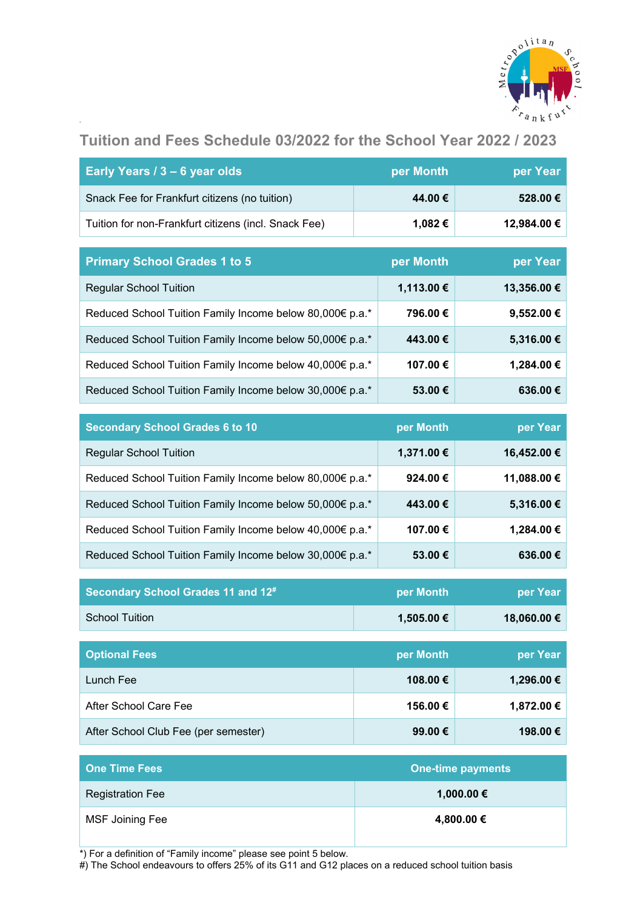# Tuition and Fees Schedule 03/2022 for the School Year 2022 / 2023

| Early Years / 3 – 6 year olds | per Month | per Year |
|---|---|---|
| Snack Fee for Frankfurt citizens (no tuition) | 44.00 € | 528.00 € |
| Tuition for non-Frankfurt citizens (incl. Snack Fee) | 1,082 € | 12,984.00 € |

| Primary School Grades 1 to 5 | per Month | per Year |
|---|---|---|
| Regular School Tuition | 1,113.00 € | 13,356.00 € |
| Reduced School Tuition Family Income below 80,000€ p.a.* | 796.00 € | 9,552.00 € |
| Reduced School Tuition Family Income below 50,000€ p.a.* | 443.00 € | 5,316.00 € |
| Reduced School Tuition Family Income below 40,000€ p.a.* | 107.00 € | 1,284.00 € |
| Reduced School Tuition Family Income below 30,000€ p.a.* | 53.00 € | 636.00 € |

| Secondary School Grades 6 to 10 | per Month | per Year |
|---|---|---|
| Regular School Tuition | 1,371.00 € | 16,452.00 € |
| Reduced School Tuition Family Income below 80,000€ p.a.* | 924.00 € | 11,088.00 € |
| Reduced School Tuition Family Income below 50,000€ p.a.* | 443.00 € | 5,316.00 € |
| Reduced School Tuition Family Income below 40,000€ p.a.* | 107.00 € | 1,284.00 € |
| Reduced School Tuition Family Income below 30,000€ p.a.* | 53.00 € | 636.00 € |

| Secondary School Grades 11 and 12# | per Month | per Year |
|---|---|---|
| School Tuition | 1,505.00 € | 18,060.00 € |

| Optional Fees | per Month | per Year |
|---|---|---|
| Lunch Fee | 108.00 € | 1,296.00 € |
| After School Care Fee | 156.00 € | 1,872.00 € |
| After School Club Fee (per semester) | 99.00 € | 198.00 € |

| One Time Fees | One-time payments |
|---|---|
| Registration Fee | 1,000.00 € |
| MSF Joining Fee | 4,800.00 € |

*) For a definition of "Family income" please see point 5 below.
#) The School endeavours to offers 25% of its G11 and G12 places on a reduced school tuition basis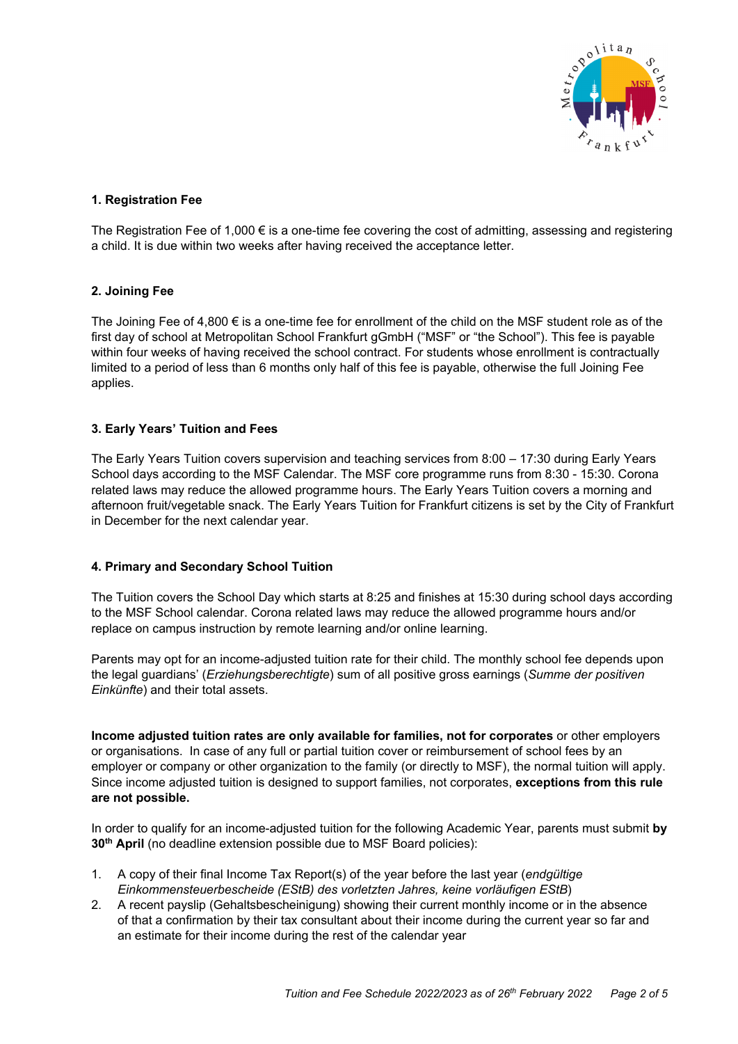### 1. Registration Fee

The Registration Fee of 1,000 € is a one-time fee covering the cost of admitting, assessing and registering a child. It is due within two weeks after having received the acceptance letter.

### 2. Joining Fee

The Joining Fee of 4,800 € is a one-time fee for enrollment of the child on the MSF student role as of the first day of school at Metropolitan School Frankfurt gGmbH ("MSF" or "the School"). This fee is payable within four weeks of having received the school contract. For students whose enrollment is contractually limited to a period of less than 6 months only half of this fee is payable, otherwise the full Joining Fee applies.

### 3. Early Years' Tuition and Fees

The Early Years Tuition covers supervision and teaching services from 8:00 – 17:30 during Early Years School days according to the MSF Calendar. The MSF core programme runs from 8:30 - 15:30. Corona related laws may reduce the allowed programme hours. The Early Years Tuition covers a morning and afternoon fruit/vegetable snack. The Early Years Tuition for Frankfurt citizens is set by the City of Frankfurt in December for the next calendar year.

### 4. Primary and Secondary School Tuition

The Tuition covers the School Day which starts at 8:25 and finishes at 15:30 during school days according to the MSF School calendar. Corona related laws may reduce the allowed programme hours and/or replace on campus instruction by remote learning and/or online learning.

Parents may opt for an income-adjusted tuition rate for their child. The monthly school fee depends upon the legal guardians' (*Erziehungsberechtigte*) sum of all positive gross earnings (*Summe der positiven Einkünfte*) and their total assets.

**Income adjusted tuition rates are only available for families, not for corporates** or other employers or organisations. In case of any full or partial tuition cover or reimbursement of school fees by an employer or company or other organization to the family (or directly to MSF), the normal tuition will apply. Since income adjusted tuition is designed to support families, not corporates, **exceptions from this rule are not possible.**

In order to qualify for an income-adjusted tuition for the following Academic Year, parents must submit **by 30th April** (no deadline extension possible due to MSF Board policies):

1. A copy of their final Income Tax Report(s) of the year before the last year (*endgültige Einkommensteuerbescheide (EStB) des vorletzten Jahres, keine vorläufigen EStB*)
2. A recent payslip (Gehaltsbescheinigung) showing their current monthly income or in the absence of that a confirmation by their tax consultant about their income during the current year so far and an estimate for their income during the rest of the calendar year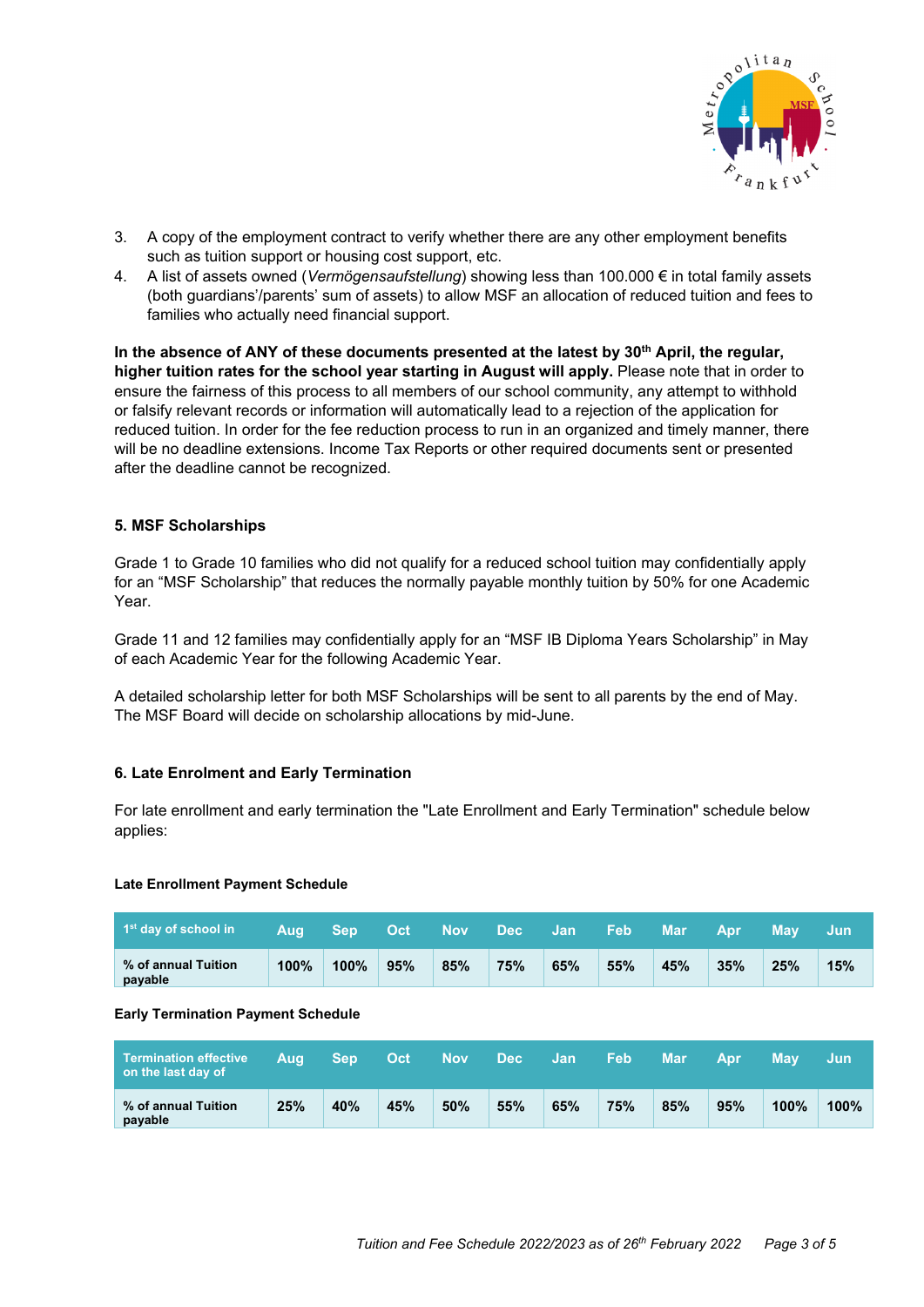3. A copy of the employment contract to verify whether there are any other employment benefits such as tuition support or housing cost support, etc.
4. A list of assets owned (*Vermögensaufstellung*) showing less than 100.000 € in total family assets (both guardians'/parents' sum of assets) to allow MSF an allocation of reduced tuition and fees to families who actually need financial support.

**In the absence of ANY of these documents presented at the latest by 30th April, the regular, higher tuition rates for the school year starting in August will apply.** Please note that in order to ensure the fairness of this process to all members of our school community, any attempt to withhold or falsify relevant records or information will automatically lead to a rejection of the application for reduced tuition. In order for the fee reduction process to run in an organized and timely manner, there will be no deadline extensions. Income Tax Reports or other required documents sent or presented after the deadline cannot be recognized.

## 5. MSF Scholarships

Grade 1 to Grade 10 families who did not qualify for a reduced school tuition may confidentially apply for an "MSF Scholarship" that reduces the normally payable monthly tuition by 50% for one Academic Year.

Grade 11 and 12 families may confidentially apply for an "MSF IB Diploma Years Scholarship" in May of each Academic Year for the following Academic Year.

A detailed scholarship letter for both MSF Scholarships will be sent to all parents by the end of May. The MSF Board will decide on scholarship allocations by mid-June.

## 6. Late Enrolment and Early Termination

For late enrollment and early termination the "Late Enrollment and Early Termination" schedule below applies:

**Late Enrollment Payment Schedule**

| 1st day of school in | Aug | Sep | Oct | Nov | Dec | Jan | Feb | Mar | Apr | May | Jun |
|---|---|---|---|---|---|---|---|---|---|---|---|
| % of annual Tuition payable | 100% | 100% | 95% | 85% | 75% | 65% | 55% | 45% | 35% | 25% | 15% |

**Early Termination Payment Schedule**

| Termination effective on the last day of | Aug | Sep | Oct | Nov | Dec | Jan | Feb | Mar | Apr | May | Jun |
|---|---|---|---|---|---|---|---|---|---|---|---|
| % of annual Tuition payable | 25% | 40% | 45% | 50% | 55% | 65% | 75% | 85% | 95% | 100% | 100% |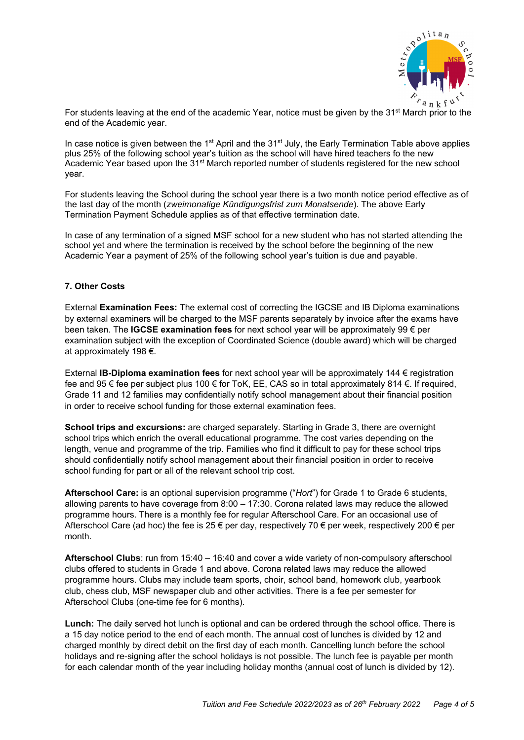For students leaving at the end of the academic Year, notice must be given by the 31st March prior to the end of the Academic year.

In case notice is given between the 1st April and the 31st July, the Early Termination Table above applies plus 25% of the following school year's tuition as the school will have hired teachers fo the new Academic Year based upon the 31st March reported number of students registered for the new school year.

For students leaving the School during the school year there is a two month notice period effective as of the last day of the month (*zweimonatige Kündigungsfrist zum Monatsende*). The above Early Termination Payment Schedule applies as of that effective termination date.

In case of any termination of a signed MSF school for a new student who has not started attending the school yet and where the termination is received by the school before the beginning of the new Academic Year a payment of 25% of the following school year's tuition is due and payable.

### 7. Other Costs

External **Examination Fees:** The external cost of correcting the IGCSE and IB Diploma examinations by external examiners will be charged to the MSF parents separately by invoice after the exams have been taken. The **IGCSE examination fees** for next school year will be approximately 99 € per examination subject with the exception of Coordinated Science (double award) which will be charged at approximately 198 €.

External **IB-Diploma examination fees** for next school year will be approximately 144 € registration fee and 95 € fee per subject plus 100 € for ToK, EE, CAS so in total approximately 814 €. If required, Grade 11 and 12 families may confidentially notify school management about their financial position in order to receive school funding for those external examination fees.

**School trips and excursions:** are charged separately. Starting in Grade 3, there are overnight school trips which enrich the overall educational programme. The cost varies depending on the length, venue and programme of the trip. Families who find it difficult to pay for these school trips should confidentially notify school management about their financial position in order to receive school funding for part or all of the relevant school trip cost.

**Afterschool Care:** is an optional supervision programme ("*Hort*") for Grade 1 to Grade 6 students, allowing parents to have coverage from 8:00 – 17:30. Corona related laws may reduce the allowed programme hours. There is a monthly fee for regular Afterschool Care. For an occasional use of Afterschool Care (ad hoc) the fee is 25 € per day, respectively 70 € per week, respectively 200 € per month.

**Afterschool Clubs**: run from 15:40 – 16:40 and cover a wide variety of non-compulsory afterschool clubs offered to students in Grade 1 and above. Corona related laws may reduce the allowed programme hours. Clubs may include team sports, choir, school band, homework club, yearbook club, chess club, MSF newspaper club and other activities. There is a fee per semester for Afterschool Clubs (one-time fee for 6 months).

**Lunch:** The daily served hot lunch is optional and can be ordered through the school office. There is a 15 day notice period to the end of each month. The annual cost of lunches is divided by 12 and charged monthly by direct debit on the first day of each month. Cancelling lunch before the school holidays and re-signing after the school holidays is not possible. The lunch fee is payable per month for each calendar month of the year including holiday months (annual cost of lunch is divided by 12).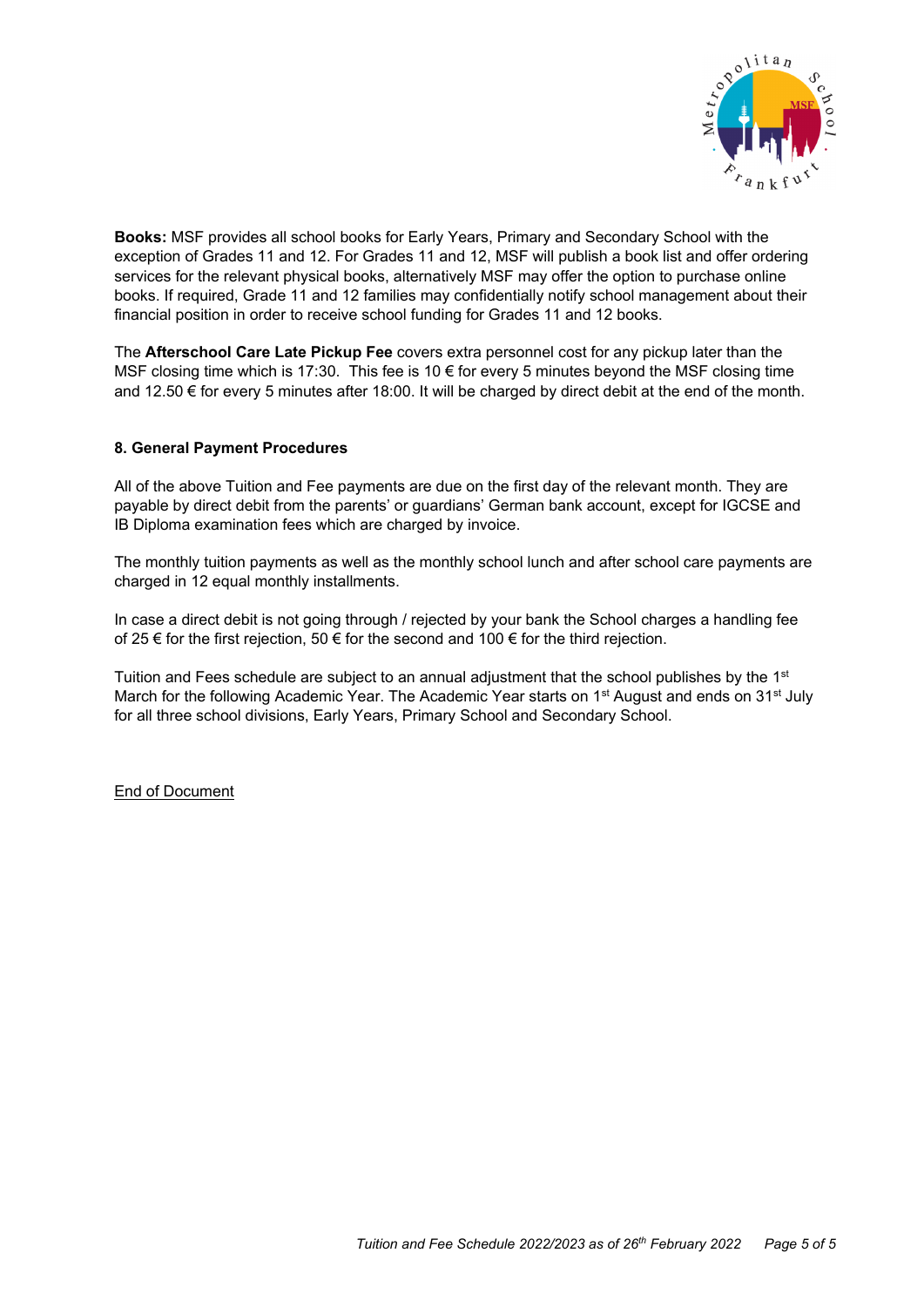**Books:** MSF provides all school books for Early Years, Primary and Secondary School with the exception of Grades 11 and 12. For Grades 11 and 12, MSF will publish a book list and offer ordering services for the relevant physical books, alternatively MSF may offer the option to purchase online books. If required, Grade 11 and 12 families may confidentially notify school management about their financial position in order to receive school funding for Grades 11 and 12 books.

The **Afterschool Care Late Pickup Fee** covers extra personnel cost for any pickup later than the MSF closing time which is 17:30. This fee is 10 € for every 5 minutes beyond the MSF closing time and 12.50 € for every 5 minutes after 18:00. It will be charged by direct debit at the end of the month.

**8. General Payment Procedures**

All of the above Tuition and Fee payments are due on the first day of the relevant month. They are payable by direct debit from the parents' or guardians' German bank account, except for IGCSE and IB Diploma examination fees which are charged by invoice.

The monthly tuition payments as well as the monthly school lunch and after school care payments are charged in 12 equal monthly installments.

In case a direct debit is not going through / rejected by your bank the School charges a handling fee of 25 € for the first rejection, 50 € for the second and 100 € for the third rejection.

Tuition and Fees schedule are subject to an annual adjustment that the school publishes by the 1st March for the following Academic Year. The Academic Year starts on 1st August and ends on 31st July for all three school divisions, Early Years, Primary School and Secondary School.

End of Document